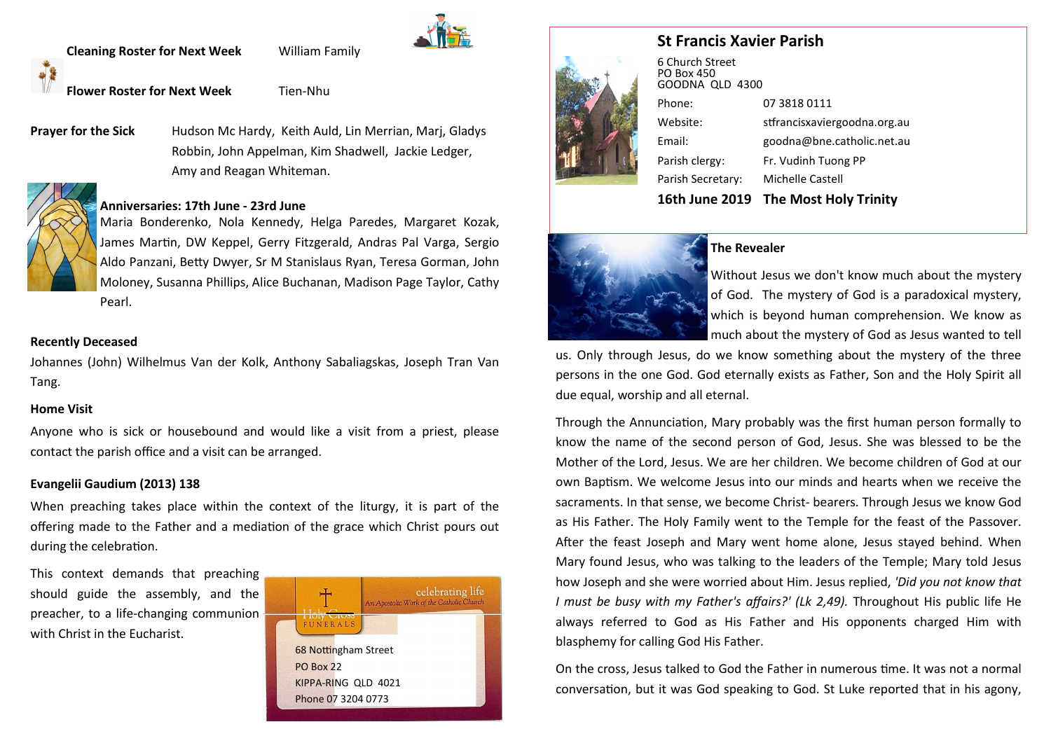**Cleaning Roster for Next Week** William Family

**Flower Roster for Next Week** Tien-Nhu

**Prayer for the Sick** Hudson Mc Hardy, Keith Auld, Lin Merrian, Marj, Gladys Robbin, John Appelman, Kim Shadwell, Jackie Ledger, Amy and Reagan Whiteman.

**Anniversaries: 17th June - 23rd June**

Maria Bonderenko, Nola Kennedy, Helga Paredes, Margaret Kozak, James Martin, DW Keppel, Gerry Fitzgerald, Andras Pal Varga, Sergio Aldo Panzani, Betty Dwyer, Sr M Stanislaus Ryan, Teresa Gorman, John Moloney, Susanna Phillips, Alice Buchanan, Madison Page Taylor, Cathy Pearl.

**Recently Deceased**

Johannes (John) Wilhelmus Van der Kolk, Anthony Sabaliagskas, Joseph Tran Van Tang.

**Home Visit**

Anyone who is sick or housebound and would like a visit from a priest, please contact the parish office and a visit can be arranged.

**Evangelii Gaudium (2013) 138**

When preaching takes place within the context of the liturgy, it is part of the offering made to the Father and a mediation of the grace which Christ pours out during the celebration.

This context demands that preaching should guide the assembly, and the preacher, to a life-changing communion with Christ in the Eucharist.

Holy Cross FUNERALS
celebrating life
An Apostolic Work of the Catholic Church

68 Nottingham Street
PO Box 22
KIPPA-RING QLD 4021
Phone 07 3204 0773

# St Francis Xavier Parish

6 Church Street
PO Box 450
GOODNA QLD 4300

| | |
|---|---|
| Phone: | 07 3818 0111 |
| Website: | stfrancisxaviergoodna.org.au |
| Email: | goodna@bne.catholic.net.au |
| Parish clergy: | Fr. Vudinh Tuong PP |
| Parish Secretary: | Michelle Castell |

**16th June 2019 The Most Holy Trinity**

**The Revealer**

Without Jesus we don't know much about the mystery of God. The mystery of God is a paradoxical mystery, which is beyond human comprehension. We know as much about the mystery of God as Jesus wanted to tell us. Only through Jesus, do we know something about the mystery of the three persons in the one God. God eternally exists as Father, Son and the Holy Spirit all due equal, worship and all eternal.

Through the Annunciation, Mary probably was the first human person formally to know the name of the second person of God, Jesus. She was blessed to be the Mother of the Lord, Jesus. We are her children. We become children of God at our own Baptism. We welcome Jesus into our minds and hearts when we receive the sacraments. In that sense, we become Christ- bearers. Through Jesus we know God as His Father. The Holy Family went to the Temple for the feast of the Passover. After the feast Joseph and Mary went home alone, Jesus stayed behind. When Mary found Jesus, who was talking to the leaders of the Temple; Mary told Jesus how Joseph and she were worried about Him. Jesus replied, *'Did you not know that I must be busy with my Father's affairs?' (Lk 2,49).* Throughout His public life He always referred to God as His Father and His opponents charged Him with blasphemy for calling God His Father.

On the cross, Jesus talked to God the Father in numerous time. It was not a normal conversation, but it was God speaking to God. St Luke reported that in his agony,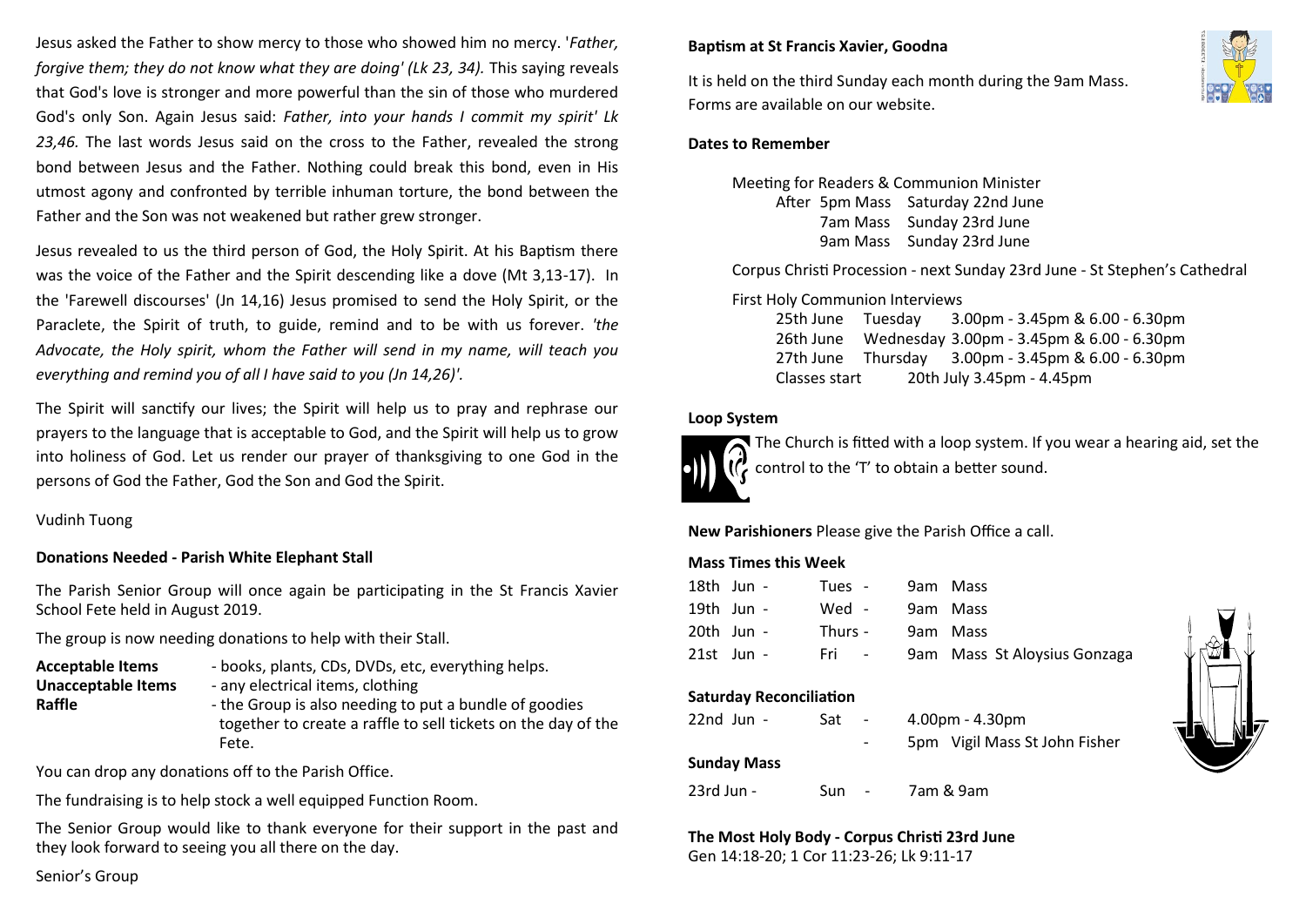Jesus asked the Father to show mercy to those who showed him no mercy. '*Father, forgive them; they do not know what they are doing' (Lk 23, 34).* This saying reveals that God's love is stronger and more powerful than the sin of those who murdered God's only Son. Again Jesus said: *Father, into your hands I commit my spirit' Lk 23,46.* The last words Jesus said on the cross to the Father, revealed the strong bond between Jesus and the Father. Nothing could break this bond, even in His utmost agony and confronted by terrible inhuman torture, the bond between the Father and the Son was not weakened but rather grew stronger.

Jesus revealed to us the third person of God, the Holy Spirit. At his Baptism there was the voice of the Father and the Spirit descending like a dove (Mt 3,13-17). In the 'Farewell discourses' (Jn 14,16) Jesus promised to send the Holy Spirit, or the Paraclete, the Spirit of truth, to guide, remind and to be with us forever. *'the Advocate, the Holy spirit, whom the Father will send in my name, will teach you everything and remind you of all I have said to you (Jn 14,26)'.*

The Spirit will sanctify our lives; the Spirit will help us to pray and rephrase our prayers to the language that is acceptable to God, and the Spirit will help us to grow into holiness of God. Let us render our prayer of thanksgiving to one God in the persons of God the Father, God the Son and God the Spirit.

Vudinh Tuong

**Donations Needed - Parish White Elephant Stall**

The Parish Senior Group will once again be participating in the St Francis Xavier School Fete held in August 2019.

The group is now needing donations to help with their Stall.

| | |
|---|---|
| **Acceptable Items** | - books, plants, CDs, DVDs, etc, everything helps. |
| **Unacceptable Items** | - any electrical items, clothing |
| **Raffle** | - the Group is also needing to put a bundle of goodies together to create a raffle to sell tickets on the day of the Fete. |

You can drop any donations off to the Parish Office.

The fundraising is to help stock a well equipped Function Room.

The Senior Group would like to thank everyone for their support in the past and they look forward to seeing you all there on the day.

Senior's Group

**Baptism at St Francis Xavier, Goodna**

It is held on the third Sunday each month during the 9am Mass.
Forms are available on our website.

**Dates to Remember**

Meeting for Readers & Communion Minister

| | |
|---|---|
| After 5pm Mass | Saturday 22nd June |
| 7am Mass | Sunday 23rd June |
| 9am Mass | Sunday 23rd June |

Corpus Christi Procession - next Sunday 23rd June - St Stephen's Cathedral

First Holy Communion Interviews

| | | |
|---|---|---|
| 25th June | Tuesday | 3.00pm - 3.45pm & 6.00 - 6.30pm |
| 26th June | Wednesday | 3.00pm - 3.45pm & 6.00 - 6.30pm |
| 27th June | Thursday | 3.00pm - 3.45pm & 6.00 - 6.30pm |
| Classes start | | 20th July 3.45pm - 4.45pm |

**Loop System**

The Church is fitted with a loop system. If you wear a hearing aid, set the control to the 'T' to obtain a better sound.

**New Parishioners** Please give the Parish Office a call.

**Mass Times this Week**

| | | |
|---|---|---|
| 18th Jun - | Tues - | 9am Mass |
| 19th Jun - | Wed - | 9am Mass |
| 20th Jun - | Thurs - | 9am Mass |
| 21st Jun - | Fri - | 9am Mass St Aloysius Gonzaga |

**Saturday Reconciliation**

| | | |
|---|---|---|
| 22nd Jun - | Sat - | 4.00pm - 4.30pm |
| | - | 5pm Vigil Mass St John Fisher |

**Sunday Mass**

| | | |
|---|---|---|
| 23rd Jun - | Sun - | 7am & 9am |

**The Most Holy Body - Corpus Christi 23rd June**
Gen 14:18-20; 1 Cor 11:23-26; Lk 9:11-17